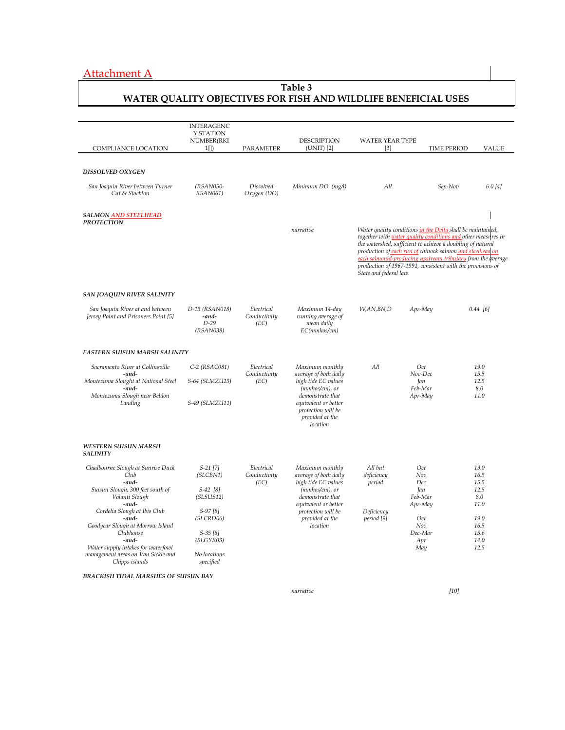Attachment A

# Table 3
## WATER QUALITY OBJECTIVES FOR FISH AND WILDLIFE BENEFICIAL USES

| COMPLIANCE LOCATION | INTERAGENCY STATION NUMBER(RKI 1[]) | PARAMETER | DESCRIPTION (UNIT) [2] | WATER YEAR TYPE [3] | TIME PERIOD | VALUE |
|---|---|---|---|---|---|---|
| ***DISSOLVED OXYGEN*** | | | | | | |
| *San Joaquin River between Turner Cut & Stockton* | *(RSAN050-RSAN061)* | *Dissolved Oxygen (DO)* | *Minimum DO (mg/l)* | *All* | *Sep-Nov* | *6.0 [4]* |
| ***SALMON AND STEELHEAD PROTECTION*** | | | | | | |
| | | | *narrative* | *Water quality conditions in the Delta shall be maintained, together with water quality conditions and other measures in the watershed, sufficient to achieve a doubling of natural production of each run of chinook salmon and steelhead on each salmonid-producing upstream tributary from the average production of 1967-1991, consistent with the provisions of State and federal law.* | | |
| ***SAN JOAQUIN RIVER SALINITY*** | | | | | | |
| *San Joaquin River at and between Jersey Point and Prisoners Point [5]* | *D-15 (RSAN018)* ***-and-*** *D-29 (RSAN038)* | *Electrical Conductivity (EC)* | *Maximum 14-day running average of mean daily EC(mmhos/cm)* | *W,AN,BN,D* | *Apr-May* | *0.44 [6]* |
| ***EASTERN SUISUN MARSH SALINITY*** | | | | | | |
| *Sacramento River at Collinsville* ***-and-*** *Montezuma Slought at National Steel* ***-and-*** *Montezuma Slough near Beldon Landing* | *C-2 (RSAC081)* <br> *S-64 (SLMZU25)* <br> *S-49 (SLMZU11)* | *Electrical Conductivity (EC)* | *Maximum monthly average of both daily high tide EC values (mmhos/cm), or demonstrate that equivalent or better protection will be provided at the location* | *All* | *Oct* <br> *Nov-Dec* <br> *Jan* <br> *Feb-Mar* <br> *Apr-May* | *19.0* <br> *15.5* <br> *12.5* <br> *8.0* <br> *11.0* |
| ***WESTERN SUISUN MARSH SALINITY*** | | | | | | |
| *Chadbourne Slough at Sunrise Duck Club* ***-and-*** *Suisun Slough, 300 feet south of Volanti Slough* ***-and-*** *Cordelia Slough at Ibis Club* ***-and-*** *Goodyear Slough at Morrow Island Clubhouse* ***-and-*** *Water supply intakes for waterfowl management areas on Van Sickle and Chipps islands* | *S-21 [7] (SLCBN1)* <br> *S-42 [8] (SLSUS12)* <br> *S-97 [8] (SLCRD06)* <br> *S-35 [8] (SLGYR03)* <br> *No locations specified* | *Electrical Conductivity (EC)* | *Maximum monthly average of both daily high tide EC values (mmhos/cm), or demonstrate that equivalent or better protection will be provided at the location* | *All but deficiency period* | *Oct* <br> *Nov* <br> *Dec* <br> *Jan* <br> *Feb-Mar* <br> *Apr-May* | *19.0* <br> *16.5* <br> *15.5* <br> *12.5* <br> *8.0* <br> *11.0* |
| | | | | *Deficiency period [9]* | *Oct* <br> *Nov* <br> *Dec-Mar* <br> *Apr* <br> *May* | *19.0* <br> *16.5* <br> *15.6* <br> *14.0* <br> *12.5* |
| ***BRACKISH TIDAL MARSHES OF SUISUN BAY*** | | | | | | |
| | | | *narrative* | | | *[10]* |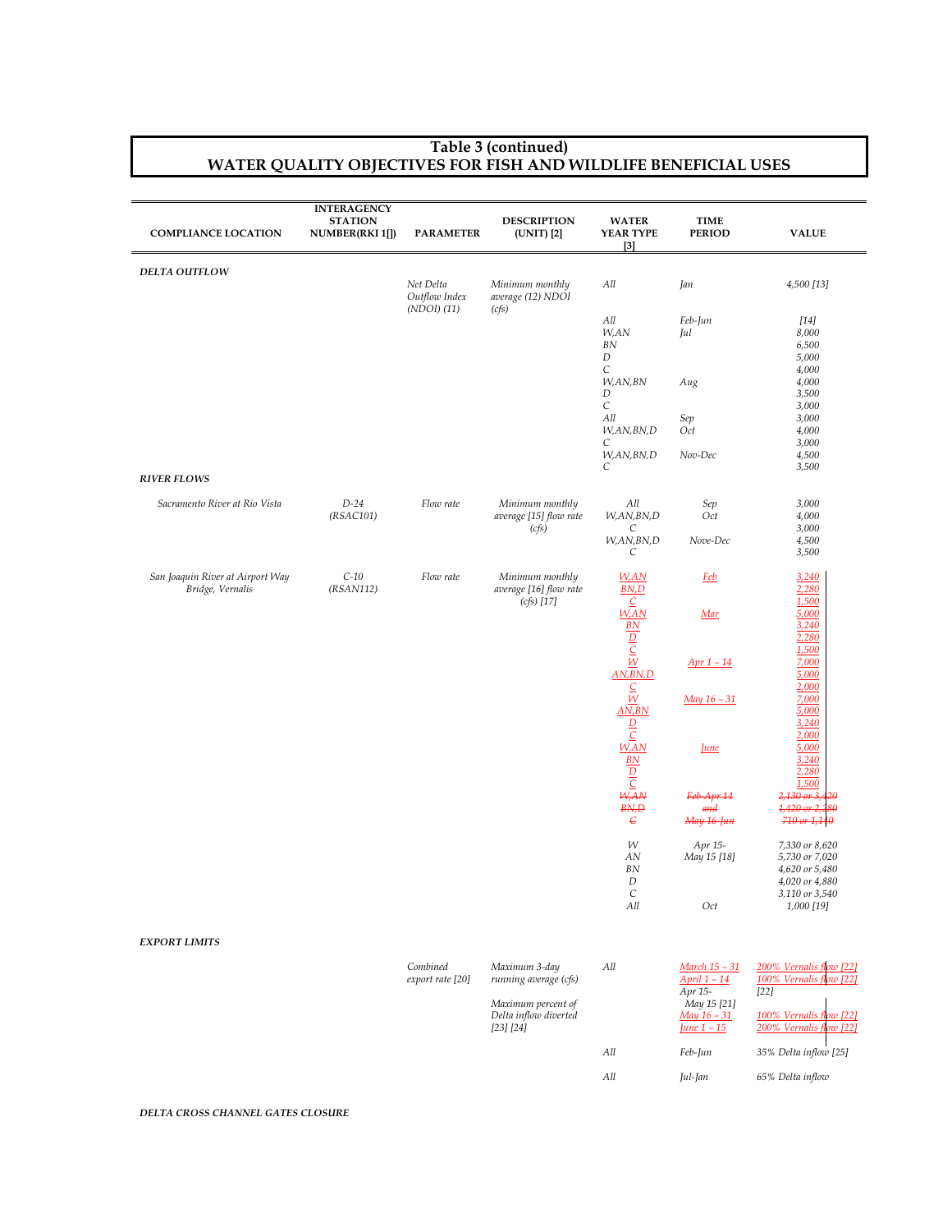# Table 3 (continued)
# WATER QUALITY OBJECTIVES FOR FISH AND WILDLIFE BENEFICIAL USES

| COMPLIANCE LOCATION | INTERAGENCY STATION NUMBER(RKI 1[]) | PARAMETER | DESCRIPTION (UNIT) [2] | WATER YEAR TYPE [3] | TIME PERIOD | VALUE |
|---|---|---|---|---|---|---|
| ***DELTA OUTFLOW*** | | | | | | |
| | | *Net Delta Outflow Index (NDOI) (11)* | *Minimum monthly average (12) NDOI (cfs)* | *All* | *Jan* | *4,500 [13]* |
| | | | | *All* | *Feb-Jun* | *[14]* |
| | | | | *W,AN* | *Jul* | *8,000* |
| | | | | *BN* | | *6,500* |
| | | | | *D* | | *5,000* |
| | | | | *C* | | *4,000* |
| | | | | *W,AN,BN* | *Aug* | *4,000* |
| | | | | *D* | | *3,500* |
| | | | | *C* | | *3,000* |
| | | | | *All* | *Sep* | *3,000* |
| | | | | *W,AN,BN,D* | *Oct* | *4,000* |
| | | | | *C* | | *3,000* |
| | | | | *W,AN,BN,D* | *Nov-Dec* | *4,500* |
| | | | | *C* | | *3,500* |
| ***RIVER FLOWS*** | | | | | | |
| *Sacramento River at Rio Vista* | *D-24 (RSAC101)* | *Flow rate* | *Minimum monthly average [15] flow rate (cfs)* | *All* | *Sep* | *3,000* |
| | | | | *W,AN,BN,D* | *Oct* | *4,000* |
| | | | | *C* | | *3,000* |
| | | | | *W,AN,BN,D* | *Nove-Dec* | *4,500* |
| | | | | *C* | | *3,500* |
| *San Joaquin River at Airport Way Bridge, Vernalis* | *C-10 (RSAN112)* | *Flow rate* | *Minimum monthly average [16] flow rate (cfs) [17]* | *W,AN* | *Feb* | *3,240* |
| | | | | *BN,D* | | *2,280* |
| | | | | *C* | | *1,500* |
| | | | | *W,AN* | *Mar* | *5,000* |
| | | | | *BN* | | *3,240* |
| | | | | *D* | | *2,280* |
| | | | | *C* | | *1,500* |
| | | | | *W* | *Apr 1 – 14* | *7,000* |
| | | | | *AN,BN,D* | | *5,000* |
| | | | | *C* | | *2,000* |
| | | | | *W* | *May 16 – 31* | *7,000* |
| | | | | *AN,BN* | | *5,000* |
| | | | | *D* | | *3,240* |
| | | | | *C* | | *2,000* |
| | | | | *W,AN* | *June* | *5,000* |
| | | | | *BN* | | *3,240* |
| | | | | *D* | | *2,280* |
| | | | | *C* | | *1,500* |
| | | | | ~~*W,AN*~~ | ~~*Feb-Apr 14*~~ | ~~*2,130 or 3,420*~~ |
| | | | | ~~*BN,D*~~ | ~~*and*~~ | ~~*1,420 or 2,280*~~ |
| | | | | ~~*C*~~ | ~~*May 16-Jun*~~ | ~~*710 or 1,140*~~ |
| | | | | *W* | *Apr 15-May 15 [18]* | *7,330 or 8,620* |
| | | | | *AN* | | *5,730 or 7,020* |
| | | | | *BN* | | *4,620 or 5,480* |
| | | | | *D* | | *4,020 or 4,880* |
| | | | | *C* | | *3,110 or 3,540* |
| | | | | *All* | *Oct* | *1,000 [19]* |
| ***EXPORT LIMITS*** | | | | | | |
| | | *Combined export rate [20]* | *Maximum 3-day running average (cfs)* | *All* | *March 15 – 31* | *200% Vernalis flow [22]* |
| | | | | | *April 1 – 14* | *100% Vernalis flow [22]* |
| | | | *Maximum percent of Delta inflow diverted [23] [24]* | | *Apr 15-May 15 [21]* | *[22]* |
| | | | | | *May 16 – 31* | *100% Vernalis flow [22]* |
| | | | | | *June 1 – 15* | *200% Vernalis flow [22]* |
| | | | | *All* | *Feb-Jun* | *35% Delta inflow [25]* |
| | | | | *All* | *Jul-Jan* | *65% Delta inflow* |
| ***DELTA CROSS CHANNEL GATES CLOSURE*** | | | | | | |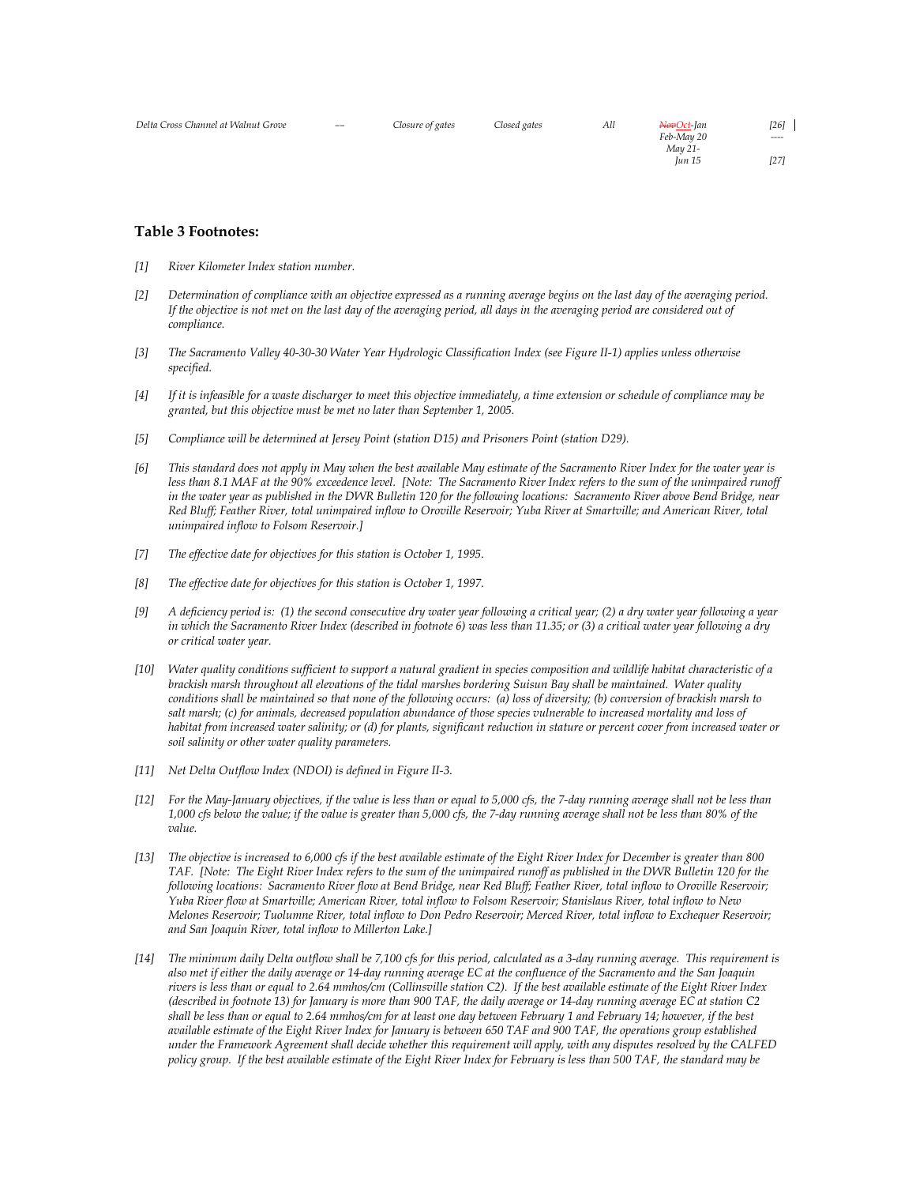| Delta Cross Channel at Walnut Grove | -- | Closure of gates | Closed gates | All | ~~Nov~~Oct-Jan<br>Feb-May 20<br>May 21-<br>Jun 15 | [26]<br>----<br><br>[27] |
|---|---|---|---|---|---|---|

## Table 3 Footnotes:

[1] *River Kilometer Index station number.*

[2] *Determination of compliance with an objective expressed as a running average begins on the last day of the averaging period. If the objective is not met on the last day of the averaging period, all days in the averaging period are considered out of compliance.*

[3] *The Sacramento Valley 40-30-30 Water Year Hydrologic Classification Index (see Figure II-1) applies unless otherwise specified.*

[4] *If it is infeasible for a waste discharger to meet this objective immediately, a time extension or schedule of compliance may be granted, but this objective must be met no later than September 1, 2005.*

[5] *Compliance will be determined at Jersey Point (station D15) and Prisoners Point (station D29).*

[6] *This standard does not apply in May when the best available May estimate of the Sacramento River Index for the water year is less than 8.1 MAF at the 90% exceedence level. [Note: The Sacramento River Index refers to the sum of the unimpaired runoff in the water year as published in the DWR Bulletin 120 for the following locations: Sacramento River above Bend Bridge, near Red Bluff; Feather River, total unimpaired inflow to Oroville Reservoir; Yuba River at Smartville; and American River, total unimpaired inflow to Folsom Reservoir.]*

[7] *The effective date for objectives for this station is October 1, 1995.*

[8] *The effective date for objectives for this station is October 1, 1997.*

[9] *A deficiency period is: (1) the second consecutive dry water year following a critical year; (2) a dry water year following a year in which the Sacramento River Index (described in footnote 6) was less than 11.35; or (3) a critical water year following a dry or critical water year.*

[10] *Water quality conditions sufficient to support a natural gradient in species composition and wildlife habitat characteristic of a brackish marsh throughout all elevations of the tidal marshes bordering Suisun Bay shall be maintained. Water quality conditions shall be maintained so that none of the following occurs: (a) loss of diversity; (b) conversion of brackish marsh to salt marsh; (c) for animals, decreased population abundance of those species vulnerable to increased mortality and loss of habitat from increased water salinity; or (d) for plants, significant reduction in stature or percent cover from increased water or soil salinity or other water quality parameters.*

[11] *Net Delta Outflow Index (NDOI) is defined in Figure II-3.*

[12] *For the May-January objectives, if the value is less than or equal to 5,000 cfs, the 7-day running average shall not be less than 1,000 cfs below the value; if the value is greater than 5,000 cfs, the 7-day running average shall not be less than 80% of the value.*

[13] *The objective is increased to 6,000 cfs if the best available estimate of the Eight River Index for December is greater than 800 TAF. [Note: The Eight River Index refers to the sum of the unimpaired runoff as published in the DWR Bulletin 120 for the following locations: Sacramento River flow at Bend Bridge, near Red Bluff; Feather River, total inflow to Oroville Reservoir; Yuba River flow at Smartville; American River, total inflow to Folsom Reservoir; Stanislaus River, total inflow to New Melones Reservoir; Tuolumne River, total inflow to Don Pedro Reservoir; Merced River, total inflow to Exchequer Reservoir; and San Joaquin River, total inflow to Millerton Lake.]*

[14] *The minimum daily Delta outflow shall be 7,100 cfs for this period, calculated as a 3-day running average. This requirement is also met if either the daily average or 14-day running average EC at the confluence of the Sacramento and the San Joaquin rivers is less than or equal to 2.64 mmhos/cm (Collinsville station C2). If the best available estimate of the Eight River Index (described in footnote 13) for January is more than 900 TAF, the daily average or 14-day running average EC at station C2 shall be less than or equal to 2.64 mmhos/cm for at least one day between February 1 and February 14; however, if the best available estimate of the Eight River Index for January is between 650 TAF and 900 TAF, the operations group established under the Framework Agreement shall decide whether this requirement will apply, with any disputes resolved by the CALFED policy group. If the best available estimate of the Eight River Index for February is less than 500 TAF, the standard may be*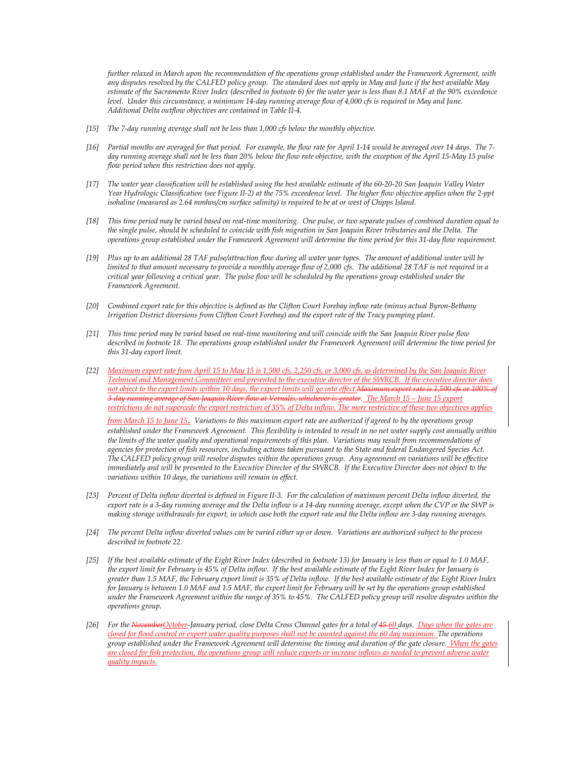*further relaxed in March upon the recommendation of the operations group established under the Framework Agreement, with any disputes resolved by the CALFED policy group. The standard does not apply in May and June if the best available May estimate of the Sacramento River Index (described in footnote 6) for the water year is less than 8.1 MAF at the 90% exceedence level. Under this circumstance, a minimum 14-day running average flow of 4,000 cfs is required in May and June. Additional Delta outflow objectives are contained in Table II-4.*

[15] *The 7-day running average shall not be less than 1,000 cfs below the monthly objective.*

[16] *Partial months are averaged for that period. For example, the flow rate for April 1-14 would be averaged over 14 days. The 7-day running average shall not be less than 20% below the flow rate objective, with the exception of the April 15-May 15 pulse flow period when this restriction does not apply.*

[17] *The water year classification will be established using the best available estimate of the 60-20-20 San Joaquin Valley Water Year Hydrologic Classification (see Figure II-2) at the 75% exceedence level. The higher flow objective applies when the 2-ppt isohaline (measured as 2.64 mmhos/cm surface salinity) is required to be at or west of Chipps Island.*

[18] *This time period may be varied based on real-time monitoring. One pulse, or two separate pulses of combined duration equal to the single pulse, should be scheduled to coincide with fish migration in San Joaquin River tributaries and the Delta. The operations group established under the Framework Agreement will determine the time period for this 31-day flow requirement.*

[19] *Plus up to an additional 28 TAF pulse/attraction flow during all water year types. The amount of additional water will be limited to that amount necessary to provide a monthly average flow of 2,000 cfs. The additional 28 TAF is not required in a critical year following a critical year. The pulse flow will be scheduled by the operations group established under the Framework Agreement.*

[20] *Combined export rate for this objective is defined as the Clifton Court Forebay inflow rate (minus actual Byron-Bethany Irrigation District diversions from Clifton Court Forebay) and the export rate of the Tracy pumping plant.*

[21] *This time period may be varied based on real-time monitoring and will coincide with the San Joaquin River pulse flow described in footnote 18. The operations group established under the Framework Agreement will determine the time period for this 31-day export limit.*

[22] *Maximum export rate from April 15 to May 15 is 1,500 cfs, 2,250 cfs, or 3,000 cfs, as determined by the San Joaquin River Technical and Management Committees and presented to the executive director of the SWRCB. If the executive director does not object to the export limits within 10 days, the export limits will go into effect.~~Maximum export rate is 1,500 cfs or 100% of 3-day running average of San Joaquin River flow at Vernalis, whichever is greater.~~ The March 15 – June 15 export restrictions do not supercede the export restriction of 35% of Delta inflow. The more restrictive of these two objectives applies from March 15 to June 15. Variations to this maximum export rate are authorized if agreed to by the operations group established under the Framework Agreement. This flexibility is intended to result in no net water supply cost annually within the limits of the water quality and operational requirements of this plan. Variations may result from recommendations of agencies for protection of fish resources, including actions taken pursuant to the State and federal Endangered Species Act. The CALFED policy group will resolve disputes within the operations group. Any agreement on variations will be effective immediately and will be presented to the Executive Director of the SWRCB. If the Executive Director does not object to the variations within 10 days, the variations will remain in effect.*

[23] *Percent of Delta inflow diverted is defined in Figure II-3. For the calculation of maximum percent Delta inflow diverted, the export rate is a 3-day running average and the Delta inflow is a 14-day running average, except when the CVP or the SWP is making storage withdrawals for export, in which case both the export rate and the Delta inflow are 3-day running averages.*

[24] *The percent Delta inflow diverted values can be varied either up or down. Variations are authorized subject to the process described in footnote 22.*

[25] *If the best available estimate of the Eight River Index (described in footnote 13) for January is less than or equal to 1.0 MAF, the export limit for February is 45% of Delta inflow. If the best available estimate of the Eight River Index for January is greater than 1.5 MAF, the February export limit is 35% of Delta inflow. If the best available estimate of the Eight River Index for January is between 1.0 MAF and 1.5 MAF, the export limit for February will be set by the operations group established under the Framework Agreement within the range of 35% to 45%. The CALFED policy group will resolve disputes within the operations group.*

[26] *For the ~~November~~October-January period, close Delta Cross Channel gates for a total of ~~45~~ 60 days. Days when the gates are closed for flood control or export water quality purposes shall not be counted against the 60 day maximum. The operations group established under the Framework Agreement will determine the timing and duration of the gate closure. When the gates are closed for fish protection, the operations group will reduce exports or increase inflows as needed to prevent adverse water quality impacts.*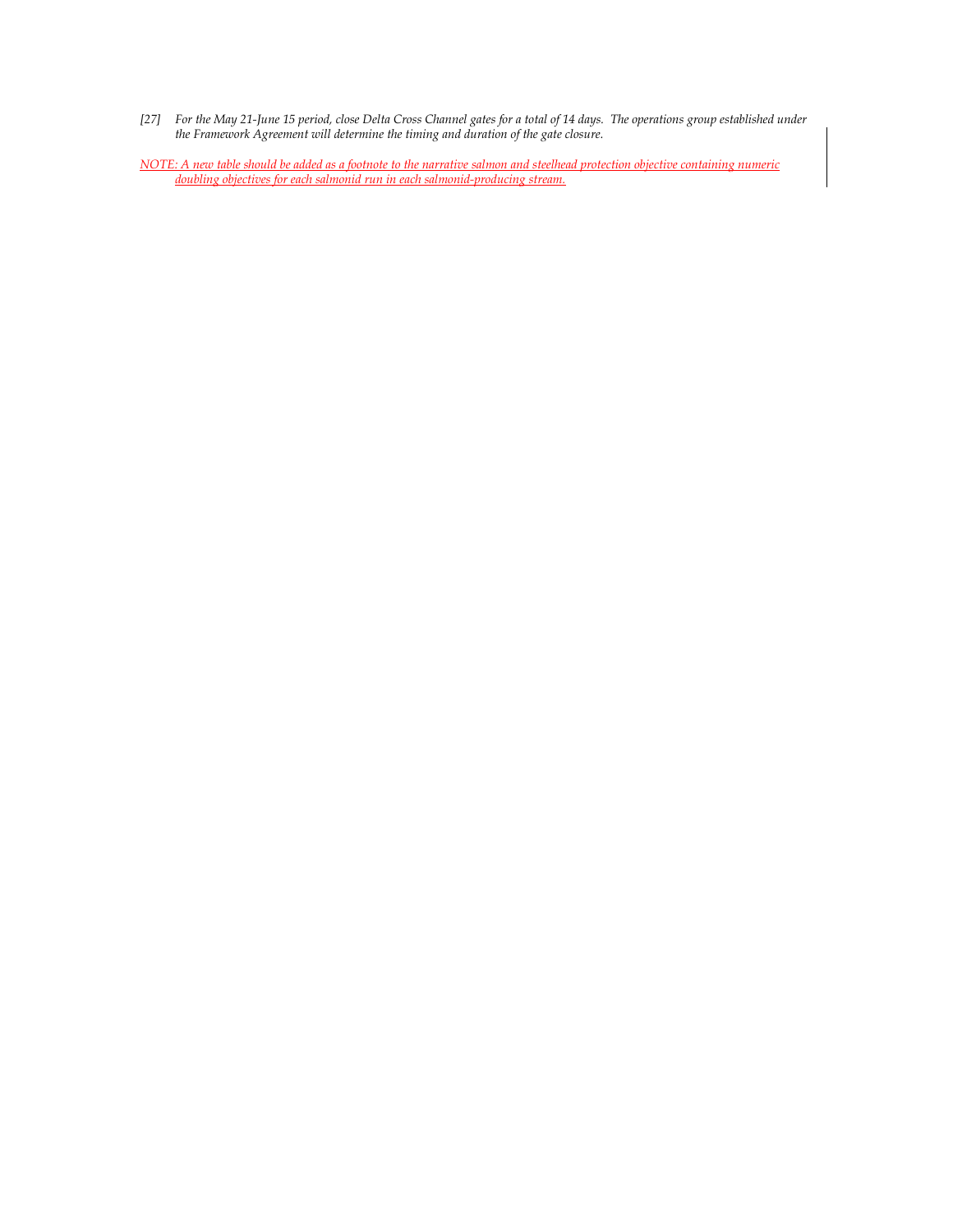[27] *For the May 21-June 15 period, close Delta Cross Channel gates for a total of 14 days. The operations group established under the Framework Agreement will determine the timing and duration of the gate closure.*

*NOTE: A new table should be added as a footnote to the narrative salmon and steelhead protection objective containing numeric doubling objectives for each salmonid run in each salmonid-producing stream.*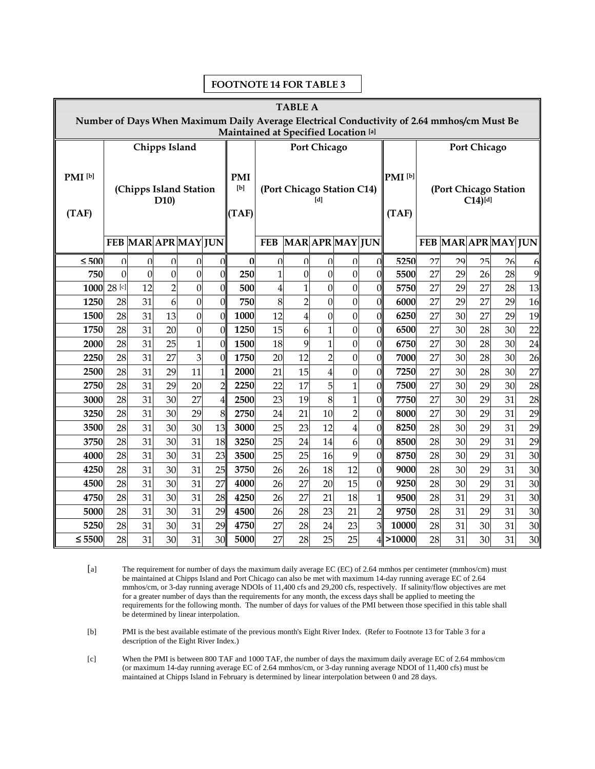**FOOTNOTE 14 FOR TABLE 3**

| **TABLE A** | | | | | | | | | | | | | | | | | |
|---|---|---|---|---|---|---|---|---|---|---|---|---|---|---|---|---|---|
| **Number of Days When Maximum Daily Average Electrical Conductivity of 2.64 mmhos/cm Must Be Maintained at Specified Location [a]** | | | | | | | | | | | | | | | | | |
| **PMI [b] (TAF)** | **Chipps Island (Chipps Island Station D10)** | | | | | **PMI [b] (TAF)** | **Port Chicago (Port Chicago Station C14) [d]** | | | | | **PMI [b] (TAF)** | **Port Chicago (Port Chicago Station C14)[d]** | | | | |
| | **FEB** | **MAR** | **APR** | **MAY** | **JUN** | | **FEB** | **MAR** | **APR** | **MAY** | **JUN** | | **FEB** | **MAR** | **APR** | **MAY** | **JUN** |
| **≤ 500** | 0 | 0 | 0 | 0 | 0 | **0** | 0 | 0 | 0 | 0 | 0 | **5250** | 27 | 29 | 25 | 26 | 6 |
| **750** | 0 | 0 | 0 | 0 | 0 | **250** | 1 | 0 | 0 | 0 | 0 | **5500** | 27 | 29 | 26 | 28 | 9 |
| **1000** | 28 [c] | 12 | 2 | 0 | 0 | **500** | 4 | 1 | 0 | 0 | 0 | **5750** | 27 | 29 | 27 | 28 | 13 |
| **1250** | 28 | 31 | 6 | 0 | 0 | **750** | 8 | 2 | 0 | 0 | 0 | **6000** | 27 | 29 | 27 | 29 | 16 |
| **1500** | 28 | 31 | 13 | 0 | 0 | **1000** | 12 | 4 | 0 | 0 | 0 | **6250** | 27 | 30 | 27 | 29 | 19 |
| **1750** | 28 | 31 | 20 | 0 | 0 | **1250** | 15 | 6 | 1 | 0 | 0 | **6500** | 27 | 30 | 28 | 30 | 22 |
| **2000** | 28 | 31 | 25 | 1 | 0 | **1500** | 18 | 9 | 1 | 0 | 0 | **6750** | 27 | 30 | 28 | 30 | 24 |
| **2250** | 28 | 31 | 27 | 3 | 0 | **1750** | 20 | 12 | 2 | 0 | 0 | **7000** | 27 | 30 | 28 | 30 | 26 |
| **2500** | 28 | 31 | 29 | 11 | 1 | **2000** | 21 | 15 | 4 | 0 | 0 | **7250** | 27 | 30 | 28 | 30 | 27 |
| **2750** | 28 | 31 | 29 | 20 | 2 | **2250** | 22 | 17 | 5 | 1 | 0 | **7500** | 27 | 30 | 29 | 30 | 28 |
| **3000** | 28 | 31 | 30 | 27 | 4 | **2500** | 23 | 19 | 8 | 1 | 0 | **7750** | 27 | 30 | 29 | 31 | 28 |
| **3250** | 28 | 31 | 30 | 29 | 8 | **2750** | 24 | 21 | 10 | 2 | 0 | **8000** | 27 | 30 | 29 | 31 | 29 |
| **3500** | 28 | 31 | 30 | 30 | 13 | **3000** | 25 | 23 | 12 | 4 | 0 | **8250** | 28 | 30 | 29 | 31 | 29 |
| **3750** | 28 | 31 | 30 | 31 | 18 | **3250** | 25 | 24 | 14 | 6 | 0 | **8500** | 28 | 30 | 29 | 31 | 29 |
| **4000** | 28 | 31 | 30 | 31 | 23 | **3500** | 25 | 25 | 16 | 9 | 0 | **8750** | 28 | 30 | 29 | 31 | 30 |
| **4250** | 28 | 31 | 30 | 31 | 25 | **3750** | 26 | 26 | 18 | 12 | 0 | **9000** | 28 | 30 | 29 | 31 | 30 |
| **4500** | 28 | 31 | 30 | 31 | 27 | **4000** | 26 | 27 | 20 | 15 | 0 | **9250** | 28 | 30 | 29 | 31 | 30 |
| **4750** | 28 | 31 | 30 | 31 | 28 | **4250** | 26 | 27 | 21 | 18 | 1 | **9500** | 28 | 31 | 29 | 31 | 30 |
| **5000** | 28 | 31 | 30 | 31 | 29 | **4500** | 26 | 28 | 23 | 21 | 2 | **9750** | 28 | 31 | 29 | 31 | 30 |
| **5250** | 28 | 31 | 30 | 31 | 29 | **4750** | 27 | 28 | 24 | 23 | 3 | **10000** | 28 | 31 | 30 | 31 | 30 |
| **≤ 5500** | 28 | 31 | 30 | 31 | 30 | **5000** | 27 | 28 | 25 | 25 | 4 | **>10000** | 28 | 31 | 30 | 31 | 30 |

[a] The requirement for number of days the maximum daily average EC (EC) of 2.64 mmhos per centimeter (mmhos/cm) must be maintained at Chipps Island and Port Chicago can also be met with maximum 14-day running average EC of 2.64 mmhos/cm, or 3-day running average NDOIs of 11,400 cfs and 29,200 cfs, respectively. If salinity/flow objectives are met for a greater number of days than the requirements for any month, the excess days shall be applied to meeting the requirements for the following month. The number of days for values of the PMI between those specified in this table shall be determined by linear interpolation.

[b] PMI is the best available estimate of the previous month's Eight River Index. (Refer to Footnote 13 for Table 3 for a description of the Eight River Index.)

[c] When the PMI is between 800 TAF and 1000 TAF, the number of days the maximum daily average EC of 2.64 mmhos/cm (or maximum 14-day running average EC of 2.64 mmhos/cm, or 3-day running average NDOI of 11,400 cfs) must be maintained at Chipps Island in February is determined by linear interpolation between 0 and 28 days.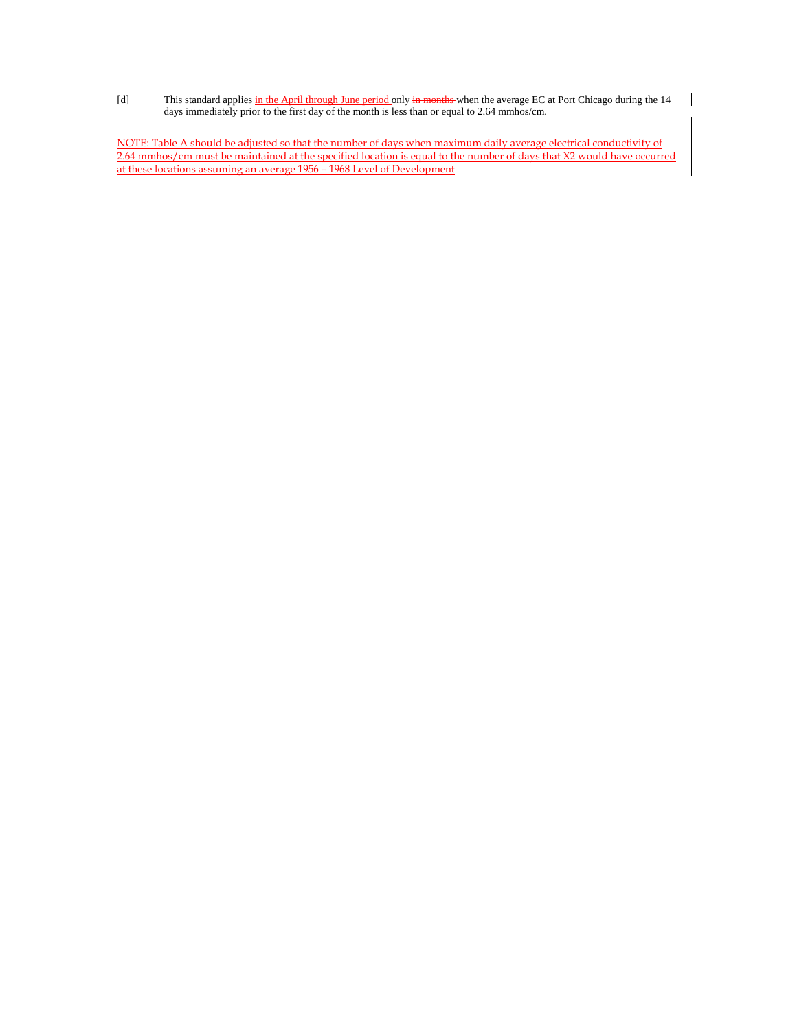[d] This standard applies in the April through June period only ~~in months~~ when the average EC at Port Chicago during the 14 days immediately prior to the first day of the month is less than or equal to 2.64 mmhos/cm.

NOTE: Table A should be adjusted so that the number of days when maximum daily average electrical conductivity of 2.64 mmhos/cm must be maintained at the specified location is equal to the number of days that X2 would have occurred at these locations assuming an average 1956 – 1968 Level of Development